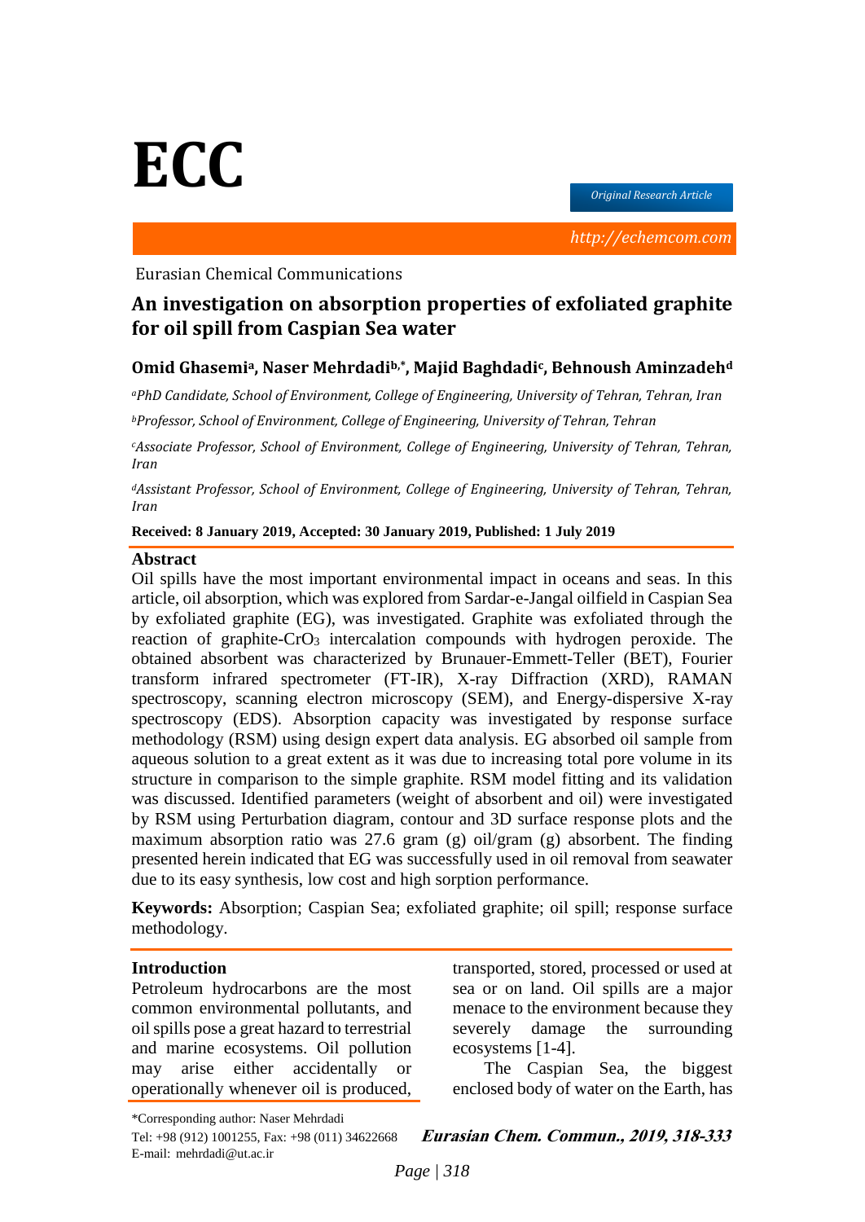# An investigation on absorption properties of exfoliated graphite for oil spill from Caspian Sea water

**Omid Ghasemi[a], Naser Mehrdadi[b,*], Majid Baghdadi[c], Behnoush Aminzadeh[d]**

*[a]PhD Candidate, School of Environment, College of Engineering, University of Tehran, Tehran, Iran*

*[b]Professor, School of Environment, College of Engineering, University of Tehran, Tehran*

*[c]Associate Professor, School of Environment, College of Engineering, University of Tehran, Tehran, Iran*

*[d]Assistant Professor, School of Environment, College of Engineering, University of Tehran, Tehran, Iran*

**Received: 8 January 2019, Accepted: 30 January 2019, Published: 1 July 2019**

## Abstract

Oil spills have the most important environmental impact in oceans and seas. In this article, oil absorption, which was explored from Sardar-e-Jangal oilfield in Caspian Sea by exfoliated graphite (EG), was investigated. Graphite was exfoliated through the reaction of graphite-$CrO_3$ intercalation compounds with hydrogen peroxide. The obtained absorbent was characterized by Brunauer-Emmett-Teller (BET), Fourier transform infrared spectrometer (FT-IR), X-ray Diffraction (XRD), RAMAN spectroscopy, scanning electron microscopy (SEM), and Energy-dispersive X-ray spectroscopy (EDS). Absorption capacity was investigated by response surface methodology (RSM) using design expert data analysis. EG absorbed oil sample from aqueous solution to a great extent as it was due to increasing total pore volume in its structure in comparison to the simple graphite. RSM model fitting and its validation was discussed. Identified parameters (weight of absorbent and oil) were investigated by RSM using Perturbation diagram, contour and 3D surface response plots and the maximum absorption ratio was 27.6 gram (g) oil/gram (g) absorbent. The finding presented herein indicated that EG was successfully used in oil removal from seawater due to its easy synthesis, low cost and high sorption performance.

**Keywords:** Absorption; Caspian Sea; exfoliated graphite; oil spill; response surface methodology.

## Introduction

Petroleum hydrocarbons are the most common environmental pollutants, and oil spills pose a great hazard to terrestrial and marine ecosystems. Oil pollution may arise either accidentally or operationally whenever oil is produced, transported, stored, processed or used at sea or on land. Oil spills are a major menace to the environment because they severely damage the surrounding ecosystems [1-4].

The Caspian Sea, the biggest enclosed body of water on the Earth, has

*Corresponding author: Naser Mehrdadi
Tel: +98 (912) 1001255, Fax: +98 (011) 34622668
E-mail: mehrdadi@ut.ac.ir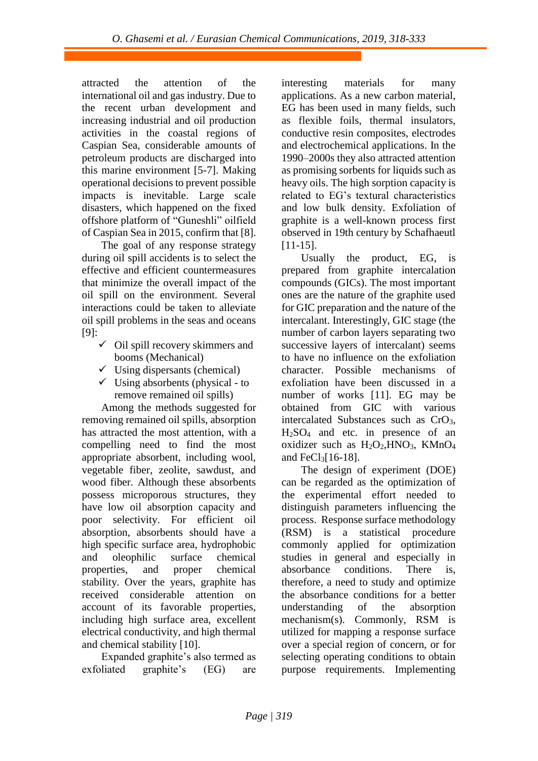attracted the attention of the international oil and gas industry. Due to the recent urban development and increasing industrial and oil production activities in the coastal regions of Caspian Sea, considerable amounts of petroleum products are discharged into this marine environment [5-7]. Making operational decisions to prevent possible impacts is inevitable. Large scale disasters, which happened on the fixed offshore platform of "Guneshli" oilfield of Caspian Sea in 2015, confirm that [8].

The goal of any response strategy during oil spill accidents is to select the effective and efficient countermeasures that minimize the overall impact of the oil spill on the environment. Several interactions could be taken to alleviate oil spill problems in the seas and oceans [9]:

- ✓ Oil spill recovery skimmers and booms (Mechanical)
- ✓ Using dispersants (chemical)
- ✓ Using absorbents (physical - to remove remained oil spills)

Among the methods suggested for removing remained oil spills, absorption has attracted the most attention, with a compelling need to find the most appropriate absorbent, including wool, vegetable fiber, zeolite, sawdust, and wood fiber. Although these absorbents possess microporous structures, they have low oil absorption capacity and poor selectivity. For efficient oil absorption, absorbents should have a high specific surface area, hydrophobic and oleophilic surface chemical properties, and proper chemical stability. Over the years, graphite has received considerable attention on account of its favorable properties, including high surface area, excellent electrical conductivity, and high thermal and chemical stability [10].

Expanded graphite's also termed as exfoliated graphite's (EG) are interesting materials for many applications. As a new carbon material, EG has been used in many fields, such as flexible foils, thermal insulators, conductive resin composites, electrodes and electrochemical applications. In the 1990–2000s they also attracted attention as promising sorbents for liquids such as heavy oils. The high sorption capacity is related to EG's textural characteristics and low bulk density. Exfoliation of graphite is a well-known process first observed in 19th century by Schafhaeutl [11-15].

Usually the product, EG, is prepared from graphite intercalation compounds (GICs). The most important ones are the nature of the graphite used for GIC preparation and the nature of the intercalant. Interestingly, GIC stage (the number of carbon layers separating two successive layers of intercalant) seems to have no influence on the exfoliation character. Possible mechanisms of exfoliation have been discussed in a number of works [11]. EG may be obtained from GIC with various intercalated Substances such as $CrO_3$, $H_2SO_4$ and etc. in presence of an oxidizer such as $H_2O_2$,$HNO_3$, $KMnO_4$ and $FeCl_3$[16-18].

The design of experiment (DOE) can be regarded as the optimization of the experimental effort needed to distinguish parameters influencing the process. Response surface methodology (RSM) is a statistical procedure commonly applied for optimization studies in general and especially in absorbance conditions. There is, therefore, a need to study and optimize the absorbance conditions for a better understanding of the absorption mechanism(s). Commonly, RSM is utilized for mapping a response surface over a special region of concern, or for selecting operating conditions to obtain purpose requirements. Implementing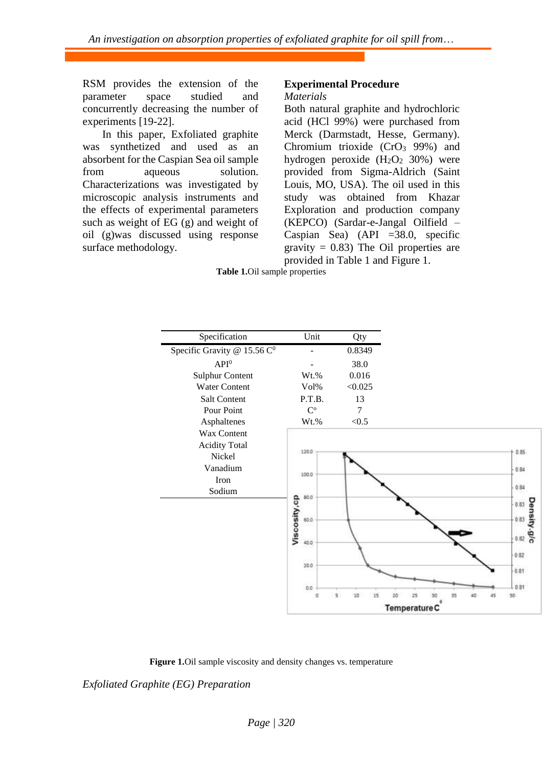RSM provides the extension of the parameter space studied and concurrently decreasing the number of experiments [19-22].

In this paper, Exfoliated graphite was synthetized and used as an absorbent for the Caspian Sea oil sample from aqueous solution. Characterizations was investigated by microscopic analysis instruments and the effects of experimental parameters such as weight of EG (g) and weight of oil (g)was discussed using response surface methodology.

## Experimental Procedure

*Materials*

Both natural graphite and hydrochloric acid (HCl 99%) were purchased from Merck (Darmstadt, Hesse, Germany). Chromium trioxide ($CrO_3$ 99%) and hydrogen peroxide ($H_2O_2$ 30%) were provided from Sigma-Aldrich (Saint Louis, MO, USA). The oil used in this study was obtained from Khazar Exploration and production company (KEPCO) (Sardar-e-Jangal Oilfield – Caspian Sea) (API =38.0, specific gravity = 0.83) The Oil properties are provided in Table 1 and Figure 1.

**Table 1.**Oil sample properties

| Specification | Unit | Qty |
|---|---|---|
| Specific Gravity @ 15.56 C$^0$ | - | 0.8349 |
| API$^0$ | - | 38.0 |
| Sulphur Content | Wt.% | 0.016 |
| Water Content | Vol% | <0.025 |
| Salt Content | P.T.B. | 13 |
| Pour Point | C$^o$ | 7 |
| Asphaltenes | Wt.% | <0.5 |
| Wax Content | | |
| Acidity Total | | |
| Nickel | | |
| Vanadium | | |
| Iron | | |
| Sodium | | |

Viscosity,cp
120.0
100.0
80.0
60.0
40.0
20.0
0.0
0 5 10 15 20 25 30 35 40 45 50
Temperature C$^0$
Density,g/c
0.85
0.84
0.84
0.83
0.83
0.82
0.82
0.81
0.81

**Figure 1.**Oil sample viscosity and density changes vs. temperature

*Exfoliated Graphite (EG) Preparation*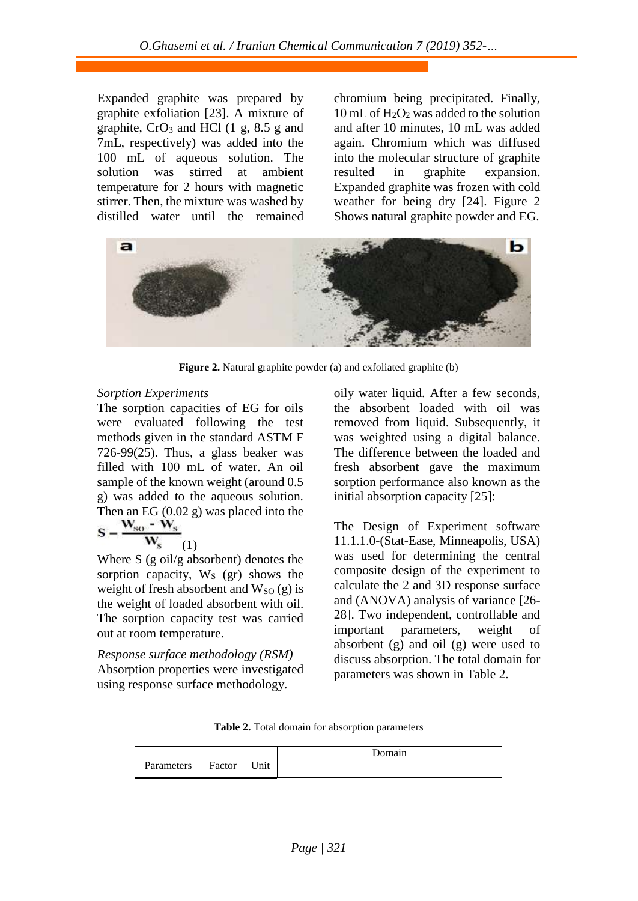Expanded graphite was prepared by graphite exfoliation [23]. A mixture of graphite, $CrO_3$ and HCl (1 g, 8.5 g and 7mL, respectively) was added into the 100 mL of aqueous solution. The solution was stirred at ambient temperature for 2 hours with magnetic stirrer. Then, the mixture was washed by distilled water until the remained chromium being precipitated. Finally, 10 mL of $H_2O_2$ was added to the solution and after 10 minutes, 10 mL was added again. Chromium which was diffused into the molecular structure of graphite resulted in graphite expansion. Expanded graphite was frozen with cold weather for being dry [24]. Figure 2 Shows natural graphite powder and EG.

**Figure 2.** Natural graphite powder (a) and exfoliated graphite (b)

*Sorption Experiments*

The sorption capacities of EG for oils were evaluated following the test methods given in the standard ASTM F 726-99(25). Thus, a glass beaker was filled with 100 mL of water. An oil sample of the known weight (around 0.5 g) was added to the aqueous solution. Then an EG (0.02 g) was placed into the oily water liquid. After a few seconds, the absorbent loaded with oil was removed from liquid. Subsequently, it was weighted using a digital balance. The difference between the loaded and fresh absorbent gave the maximum sorption performance also known as the initial absorption capacity [25]:

$$S = \frac{W_{SO} - W_S}{W_S} \quad (1)$$

Where S (g oil/g absorbent) denotes the sorption capacity, $W_S$ (gr) shows the weight of fresh absorbent and $W_{SO}$ (g) is the weight of loaded absorbent with oil. The sorption capacity test was carried out at room temperature.

*Response surface methodology (RSM)*

Absorption properties were investigated using response surface methodology.

The Design of Experiment software 11.1.1.0-(Stat-Ease, Minneapolis, USA) was used for determining the central composite design of the experiment to calculate the 2 and 3D response surface and (ANOVA) analysis of variance [26-28]. Two independent, controllable and important parameters, weight of absorbent (g) and oil (g) were used to discuss absorption. The total domain for parameters was shown in Table 2.

**Table 2.** Total domain for absorption parameters

| Parameters | Factor | Unit | Domain |
|---|---|---|---|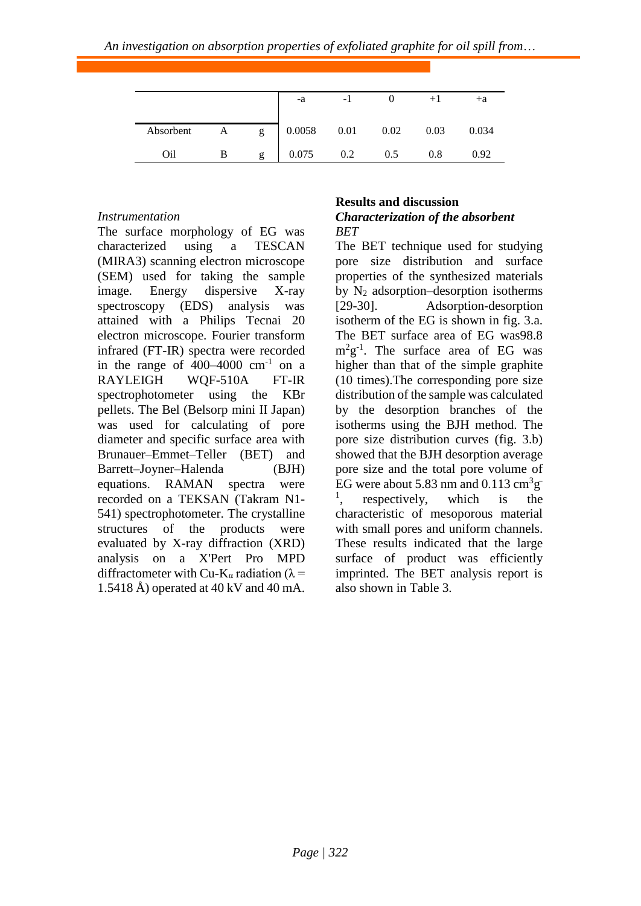| | | | -a | -1 | 0 | +1 | +a |
|---|---|---|---|---|---|---|---|
| Absorbent | A | g | 0.0058 | 0.01 | 0.02 | 0.03 | 0.034 |
| Oil | B | g | 0.075 | 0.2 | 0.5 | 0.8 | 0.92 |

*Instrumentation*

The surface morphology of EG was characterized using a TESCAN (MIRA3) scanning electron microscope (SEM) used for taking the sample image. Energy dispersive X-ray spectroscopy (EDS) analysis was attained with a Philips Tecnai 20 electron microscope. Fourier transform infrared (FT-IR) spectra were recorded in the range of 400–4000 $cm^{-1}$ on a RAYLEIGH WQF-510A FT-IR spectrophotometer using the KBr pellets. The Bel (Belsorp mini II Japan) was used for calculating of pore diameter and specific surface area with Brunauer–Emmet–Teller (BET) and Barrett–Joyner–Halenda (BJH) equations. RAMAN spectra were recorded on a TEKSAN (Takram N1-541) spectrophotometer. The crystalline structures of the products were evaluated by X-ray diffraction (XRD) analysis on a X'Pert Pro MPD diffractometer with Cu-$K_\alpha$ radiation ($\lambda$ = 1.5418 Å) operated at 40 kV and 40 mA.

## Results and discussion

### *Characterization of the absorbent*

*BET*

The BET technique used for studying pore size distribution and surface properties of the synthesized materials by $N_2$ adsorption–desorption isotherms [29-30]. Adsorption-desorption isotherm of the EG is shown in fig. 3.a. The BET surface area of EG was98.8 $m^2g^{-1}$. The surface area of EG was higher than that of the simple graphite (10 times).The corresponding pore size distribution of the sample was calculated by the desorption branches of the isotherms using the BJH method. The pore size distribution curves (fig. 3.b) showed that the BJH desorption average pore size and the total pore volume of EG were about 5.83 nm and 0.113 $cm^3g^{-1}$, respectively, which is the characteristic of mesoporous material with small pores and uniform channels. These results indicated that the large surface of product was efficiently imprinted. The BET analysis report is also shown in Table 3.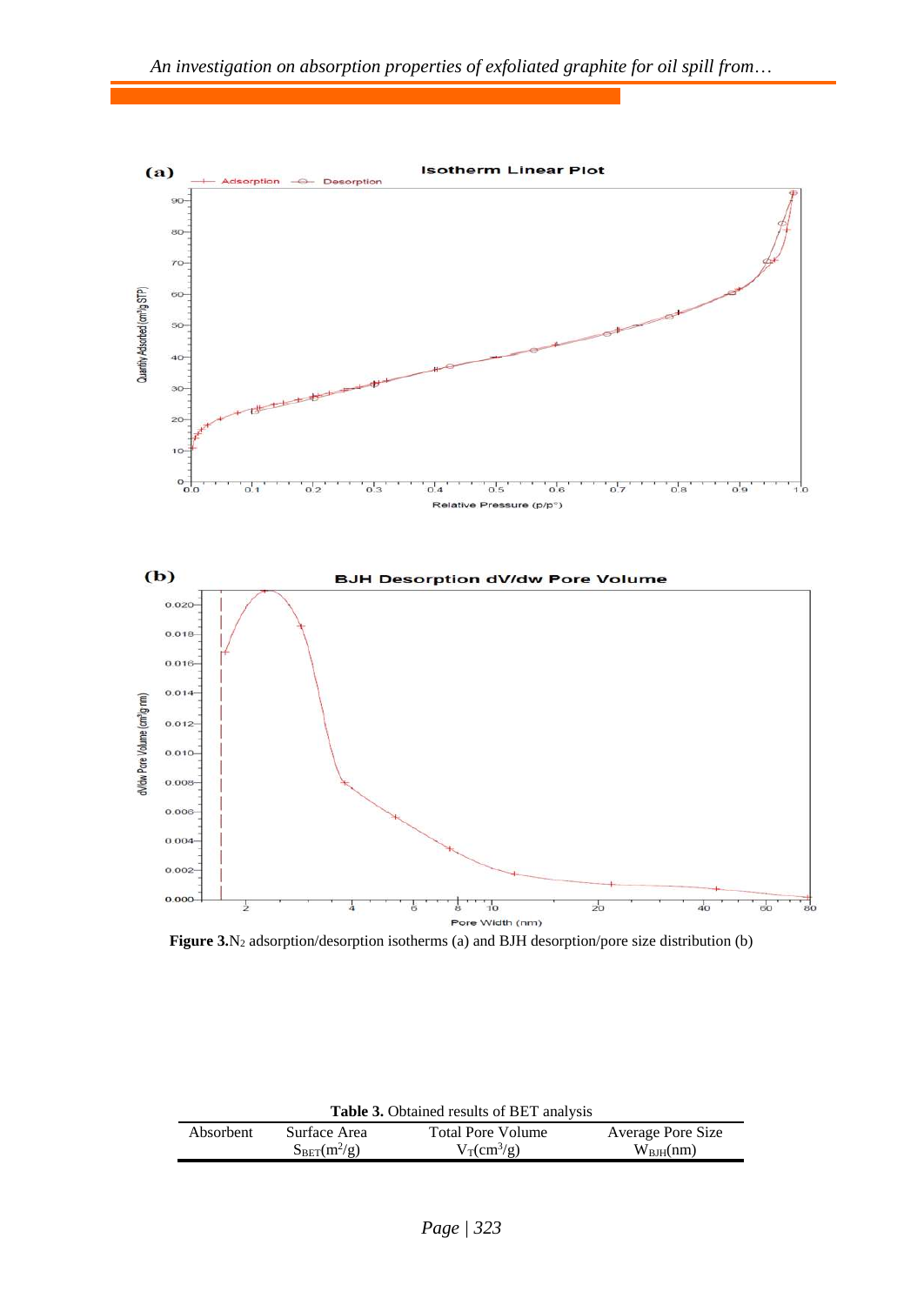(a)

Isotherm Linear Plot

Adsorption — Desorption

Quantity Adsorbed (cm³/g STP)

0 10 20 30 40 50 60 70 80 90

0.0 0.1 0.2 0.3 0.4 0.5 0.6 0.7 0.8 0.9 1.0

Relative Pressure (p/p°)

(b)

BJH Desorption dV/dw Pore Volume

dV/dw Pore Volume (cm³/g·nm)

0.000 0.002 0.004 0.006 0.008 0.010 0.012 0.014 0.016 0.018 0.020

2 4 6 8 10 20 40 60 80

Pore Width (nm)

**Figure 3.** $N_2$ adsorption/desorption isotherms (a) and BJH desorption/pore size distribution (b)

**Table 3.** Obtained results of BET analysis

| Absorbent | Surface Area $S_{BET}(m^2/g)$ | Total Pore Volume $V_T(cm^3/g)$ | Average Pore Size $W_{BJH}(nm)$ |
|---|---|---|---|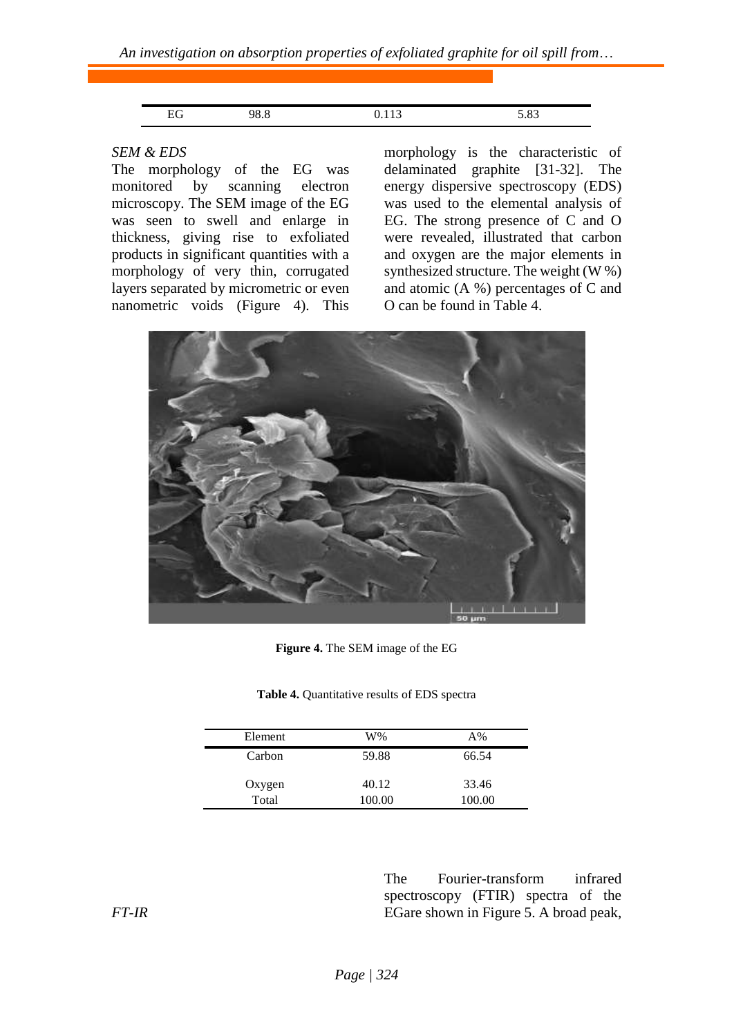| | | | |
|---|---|---|---|
| EG | 98.8 | 0.113 | 5.83 |

*SEM & EDS*

The morphology of the EG was monitored by scanning electron microscopy. The SEM image of the EG was seen to swell and enlarge in thickness, giving rise to exfoliated products in significant quantities with a morphology of very thin, corrugated layers separated by micrometric or even nanometric voids (Figure 4). This morphology is the characteristic of delaminated graphite [31-32]. The energy dispersive spectroscopy (EDS) was used to the elemental analysis of EG. The strong presence of C and O were revealed, illustrated that carbon and oxygen are the major elements in synthesized structure. The weight (W %) and atomic (A %) percentages of C and O can be found in Table 4.

**Figure 4.** The SEM image of the EG

**Table 4.** Quantitative results of EDS spectra

| Element | W% | A% |
|---|---|---|
| Carbon | 59.88 | 66.54 |
| Oxygen | 40.12 | 33.46 |
| Total | 100.00 | 100.00 |

*FT-IR*

The Fourier-transform infrared spectroscopy (FTIR) spectra of the EGare shown in Figure 5. A broad peak,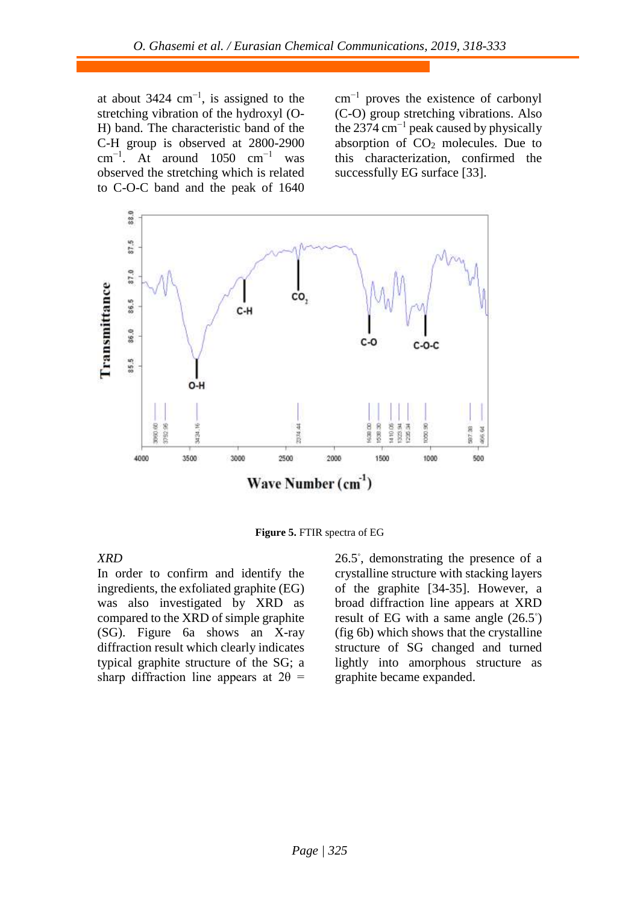at about 3424 cm$^{-1}$, is assigned to the stretching vibration of the hydroxyl (O-H) band. The characteristic band of the C-H group is observed at 2800-2900 cm$^{-1}$. At around 1050 cm$^{-1}$ was observed the stretching which is related to C-O-C band and the peak of 1640 cm$^{-1}$ proves the existence of carbonyl (C-O) group stretching vibrations. Also the 2374 cm$^{-1}$ peak caused by physically absorption of $CO_2$ molecules. Due to this characterization, confirmed the successfully EG surface [33].

Transmittance

88.0
87.5
87.0
86.5
86.0
85.5

O-H
C-H
$CO_2$
C-O
C-O-C

3860.60
3752.95
3434.16
2374.44
1638.00
1538.30
1410.05
1323.94
1235.34
1050.90
587.38
466.64

4000
3500
3000
2500
2000
1500
1000
500

Wave Number (cm$^{-1}$)

**Figure 5.** FTIR spectra of EG

*XRD*

In order to confirm and identify the ingredients, the exfoliated graphite (EG) was also investigated by XRD as compared to the XRD of simple graphite (SG). Figure 6a shows an X-ray diffraction result which clearly indicates typical graphite structure of the SG; a sharp diffraction line appears at $2\theta$ = 26.5°, demonstrating the presence of a crystalline structure with stacking layers of the graphite [34-35]. However, a broad diffraction line appears at XRD result of EG with a same angle (26.5°) (fig 6b) which shows that the crystalline structure of SG changed and turned lightly into amorphous structure as graphite became expanded.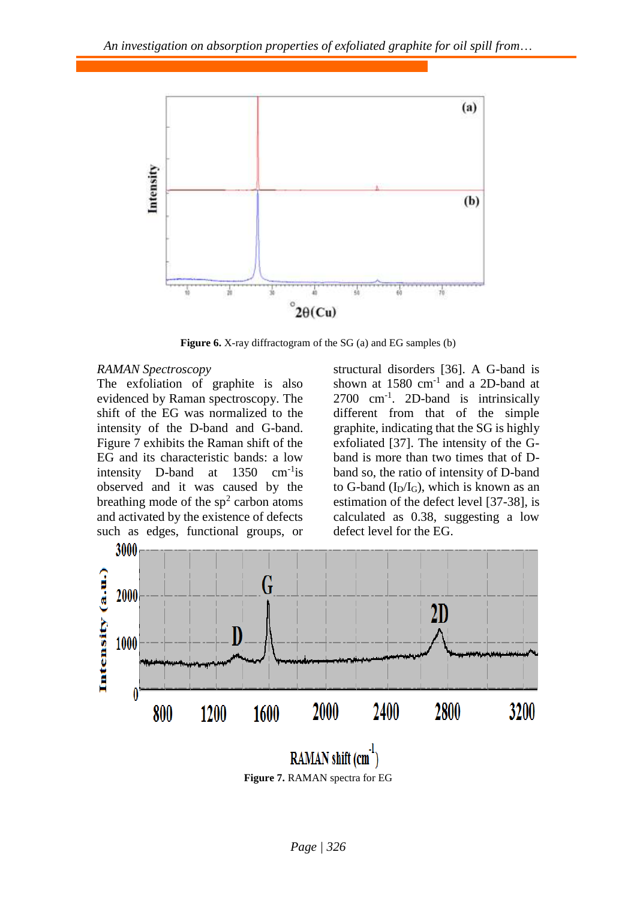(a)

(b)

Intensity

°2θ(Cu)

**Figure 6.** X-ray diffractogram of the SG (a) and EG samples (b)

*RAMAN Spectroscopy*

The exfoliation of graphite is also evidenced by Raman spectroscopy. The shift of the EG was normalized to the intensity of the D-band and G-band. Figure 7 exhibits the Raman shift of the EG and its characteristic bands: a low intensity D-band at 1350 $cm^{-1}$ is observed and it was caused by the breathing mode of the $sp^2$ carbon atoms and activated by the existence of defects such as edges, functional groups, or structural disorders [36]. A G-band is shown at 1580 $cm^{-1}$ and a 2D-band at 2700 $cm^{-1}$. 2D-band is intrinsically different from that of the simple graphite, indicating that the SG is highly exfoliated [37]. The intensity of the G-band is more than two times that of D-band so, the ratio of intensity of D-band to G-band ($I_D/I_G$), which is known as an estimation of the defect level [37-38], is calculated as 0.38, suggesting a low defect level for the EG.

Intensity (a.u.)

3000

2000

1000

0

G

D

2D

800 1200 1600 2000 2400 2800 3200

RAMAN shift ($cm^{-1}$)

**Figure 7.** RAMAN spectra for EG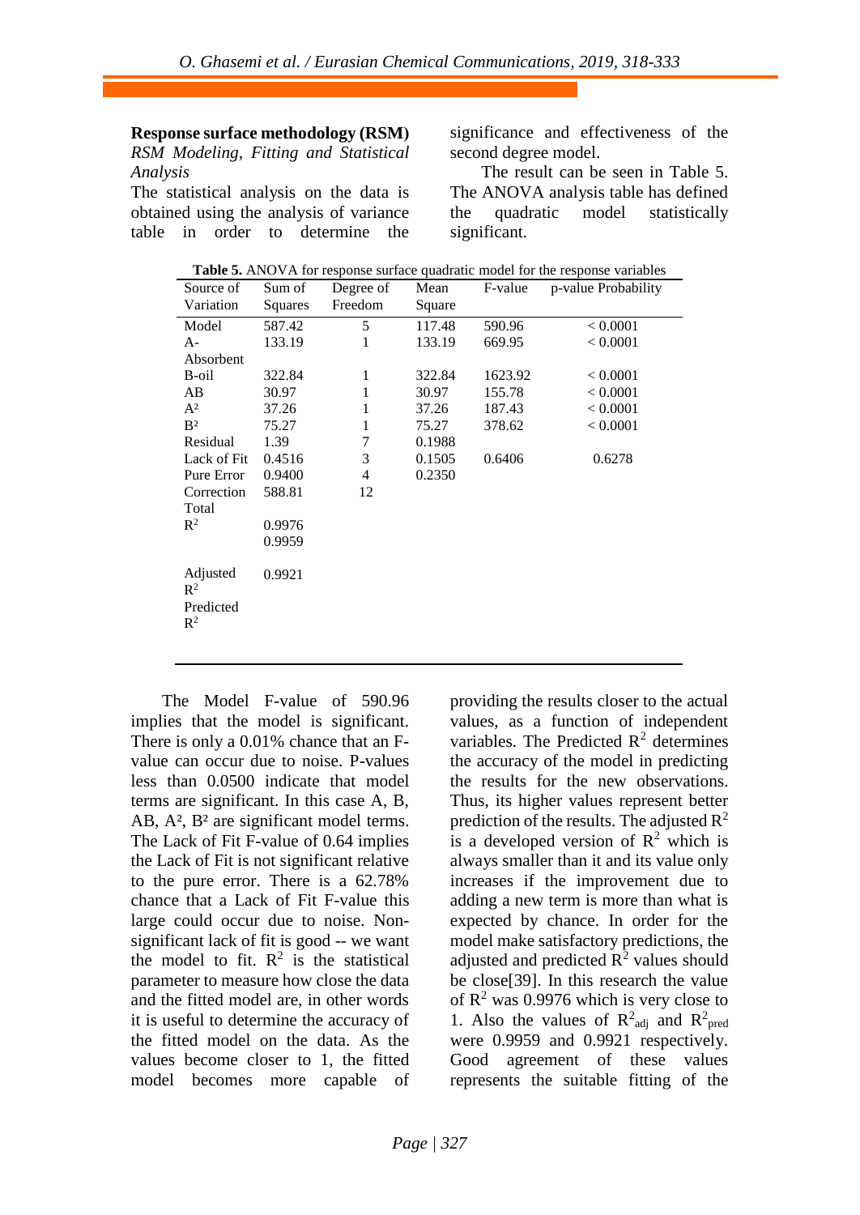**Response surface methodology (RSM)**

*RSM Modeling, Fitting and Statistical Analysis*

The statistical analysis on the data is obtained using the analysis of variance table in order to determine the significance and effectiveness of the second degree model.

The result can be seen in Table 5. The ANOVA analysis table has defined the quadratic model statistically significant.

**Table 5.** ANOVA for response surface quadratic model for the response variables

| Source of Variation | Sum of Squares | Degree of Freedom | Mean Square | F-value | p-value Probability |
|---|---|---|---|---|---|
| Model | 587.42 | 5 | 117.48 | 590.96 | < 0.0001 |
| A-Absorbent | 133.19 | 1 | 133.19 | 669.95 | < 0.0001 |
| B-oil | 322.84 | 1 | 322.84 | 1623.92 | < 0.0001 |
| AB | 30.97 | 1 | 30.97 | 155.78 | < 0.0001 |
| $A^2$ | 37.26 | 1 | 37.26 | 187.43 | < 0.0001 |
| $B^2$ | 75.27 | 1 | 75.27 | 378.62 | < 0.0001 |
| Residual | 1.39 | 7 | 0.1988 | | |
| Lack of Fit | 0.4516 | 3 | 0.1505 | 0.6406 | 0.6278 |
| Pure Error | 0.9400 | 4 | 0.2350 | | |
| Correction Total | 588.81 | 12 | | | |
| $R^2$ | 0.9976 | | | | |
| | 0.9959 | | | | |
| Adjusted $R^2$ | 0.9921 | | | | |
| Predicted $R^2$ | | | | | |

The Model F-value of 590.96 implies that the model is significant. There is only a 0.01% chance that an F-value can occur due to noise. P-values less than 0.0500 indicate that model terms are significant. In this case A, B, AB, $A^2$, $B^2$ are significant model terms. The Lack of Fit F-value of 0.64 implies the Lack of Fit is not significant relative to the pure error. There is a 62.78% chance that a Lack of Fit F-value this large could occur due to noise. Non-significant lack of fit is good -- we want the model to fit. $R^2$ is the statistical parameter to measure how close the data and the fitted model are, in other words it is useful to determine the accuracy of the fitted model on the data. As the values become closer to 1, the fitted model becomes more capable of providing the results closer to the actual values, as a function of independent variables. The Predicted $R^2$ determines the accuracy of the model in predicting the results for the new observations. Thus, its higher values represent better prediction of the results. The adjusted $R^2$ is a developed version of $R^2$ which is always smaller than it and its value only increases if the improvement due to adding a new term is more than what is expected by chance. In order for the model make satisfactory predictions, the adjusted and predicted $R^2$ values should be close[39]. In this research the value of $R^2$ was 0.9976 which is very close to 1. Also the values of $R^2_{adj}$ and $R^2_{pred}$ were 0.9959 and 0.9921 respectively. Good agreement of these values represents the suitable fitting of the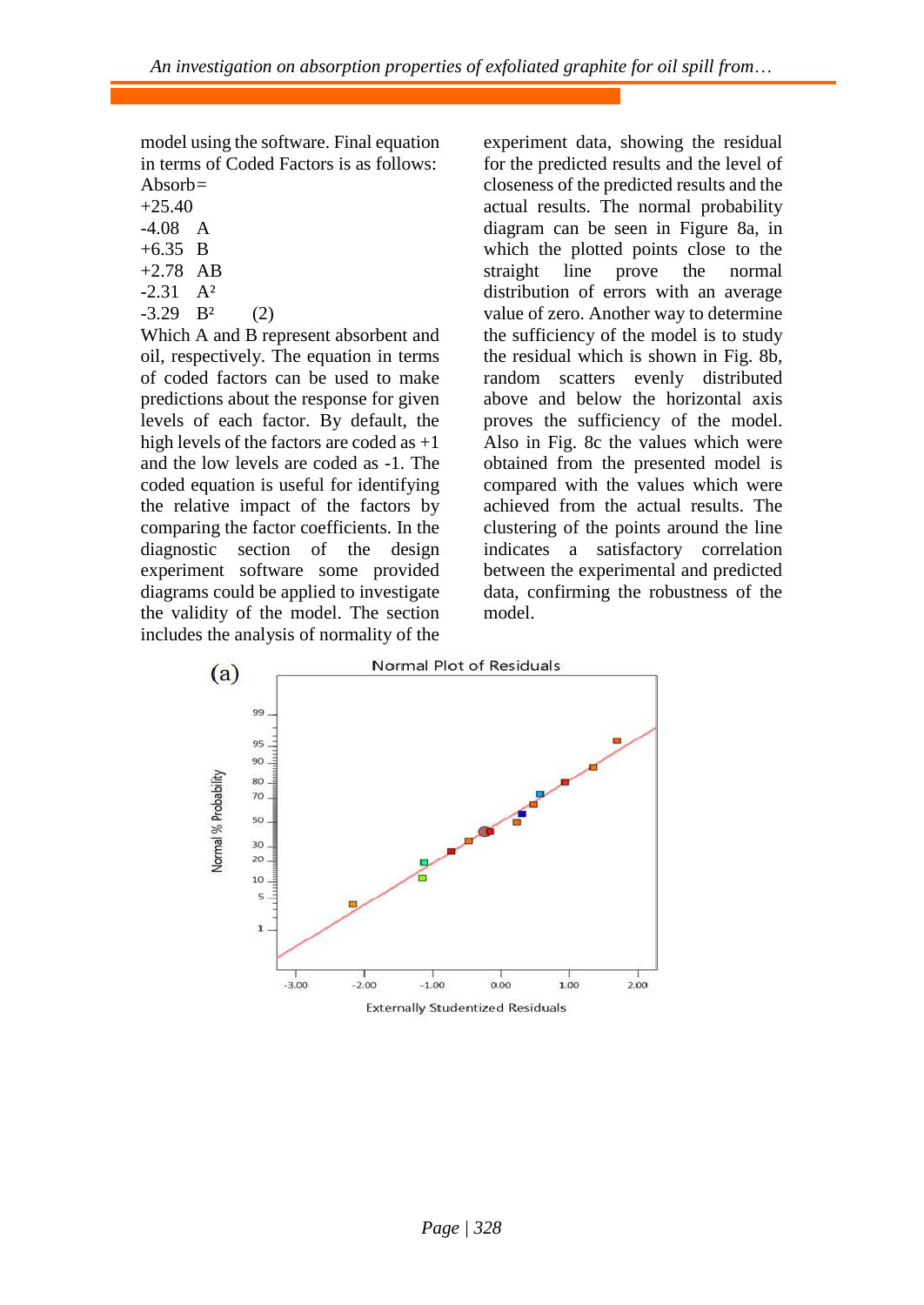model using the software. Final equation in terms of Coded Factors is as follows:

$$
\begin{aligned}
\text{Absorb} = &+25.40 \\
&-4.08\ A \\
&+6.35\ B \\
&+2.78\ AB \\
&-2.31\ A^2 \\
&-3.29\ B^2 \qquad (2)
\end{aligned}
$$

Which A and B represent absorbent and oil, respectively. The equation in terms of coded factors can be used to make predictions about the response for given levels of each factor. By default, the high levels of the factors are coded as +1 and the low levels are coded as -1. The coded equation is useful for identifying the relative impact of the factors by comparing the factor coefficients. In the diagnostic section of the design experiment software some provided diagrams could be applied to investigate the validity of the model. The section includes the analysis of normality of the experiment data, showing the residual for the predicted results and the level of closeness of the predicted results and the actual results. The normal probability diagram can be seen in Figure 8a, in which the plotted points close to the straight line prove the normal distribution of errors with an average value of zero. Another way to determine the sufficiency of the model is to study the residual which is shown in Fig. 8b, random scatters evenly distributed above and below the horizontal axis proves the sufficiency of the model. Also in Fig. 8c the values which were obtained from the presented model is compared with the values which were achieved from the actual results. The clustering of the points around the line indicates a satisfactory correlation between the experimental and predicted data, confirming the robustness of the model.

(a)

Normal Plot of Residuals

Normal % Probability

99
95
90
80
70
50
30
20
10
5
1

-3.00
-2.00
-1.00
0.00
1.00
2.00

Externally Studentized Residuals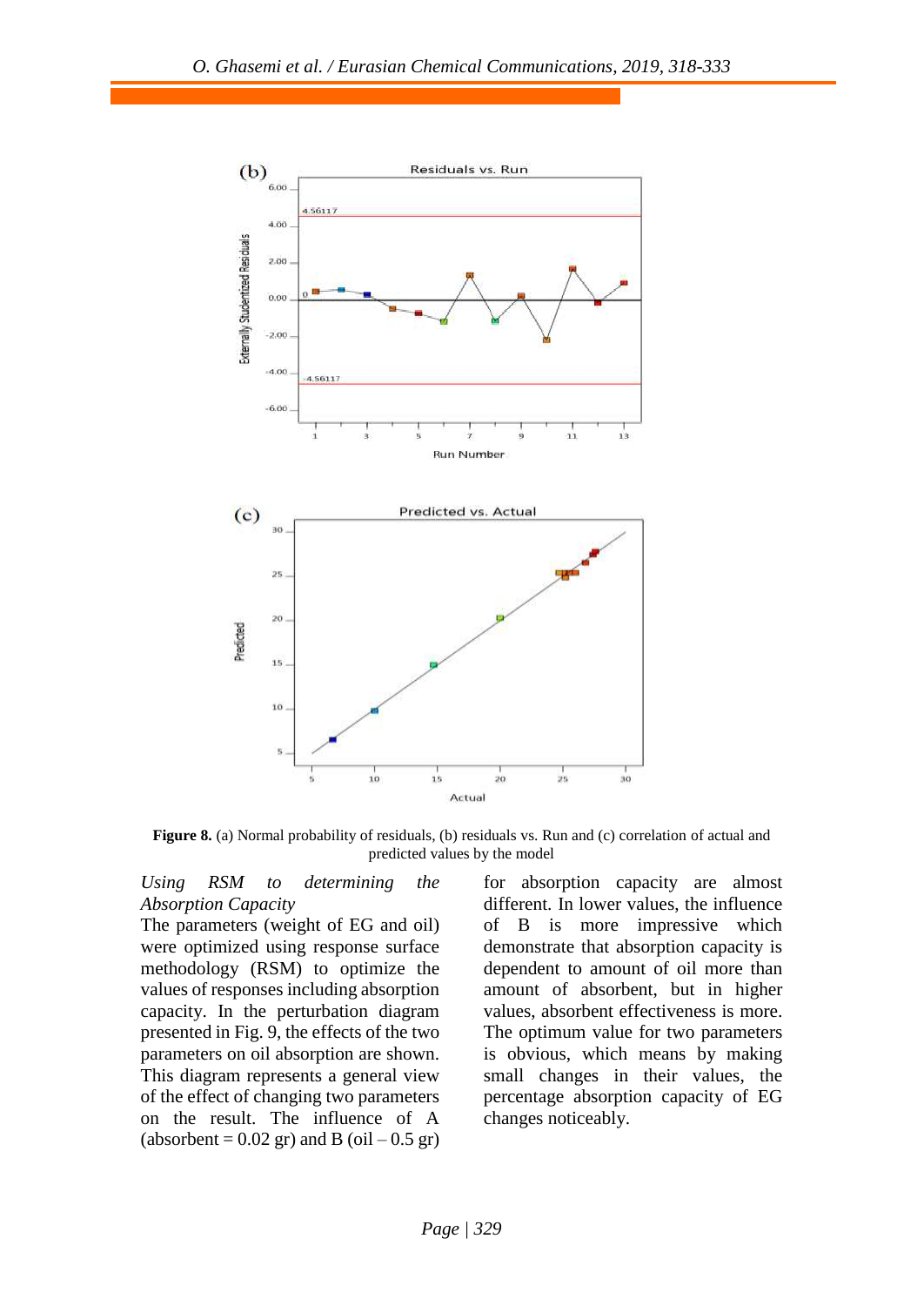(b)

Residuals vs. Run

Externally Studentized Residuals

6.00
4.00
2.00
0.00
-2.00
-4.00
-6.00

4.56117
0
-4.56117

1 3 5 7 9 11 13

Run Number

(c)

Predicted vs. Actual

Predicted

30
25
20
15
10
5

5 10 15 20 25 30

Actual

**Figure 8.** (a) Normal probability of residuals, (b) residuals vs. Run and (c) correlation of actual and predicted values by the model

*Using RSM to determining the Absorption Capacity*

The parameters (weight of EG and oil) were optimized using response surface methodology (RSM) to optimize the values of responses including absorption capacity. In the perturbation diagram presented in Fig. 9, the effects of the two parameters on oil absorption are shown. This diagram represents a general view of the effect of changing two parameters on the result. The influence of A (absorbent = 0.02 gr) and B (oil – 0.5 gr) for absorption capacity are almost different. In lower values, the influence of B is more impressive which demonstrate that absorption capacity is dependent to amount of oil more than amount of absorbent, but in higher values, absorbent effectiveness is more. The optimum value for two parameters is obvious, which means by making small changes in their values, the percentage absorption capacity of EG changes noticeably.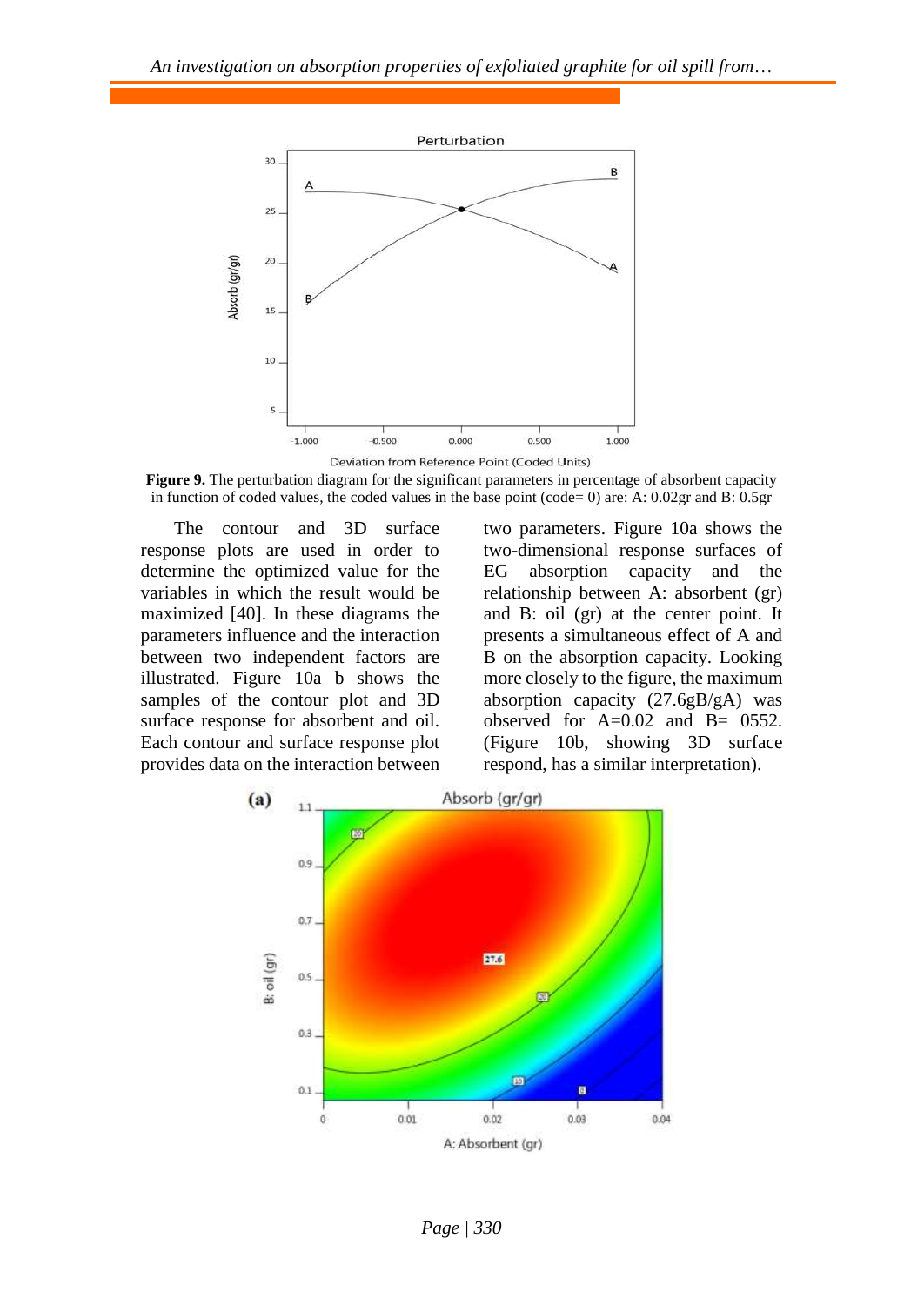Perturbation

Absorb (gr/gr)

30
25
20
15
10
5

A
B
B
A

-1.000
-0.500
0.000
0.500
1.000

Deviation from Reference Point (Coded Units)

**Figure 9.** The perturbation diagram for the significant parameters in percentage of absorbent capacity in function of coded values, the coded values in the base point (code= 0) are: A: 0.02gr and B: 0.5gr

The contour and 3D surface response plots are used in order to determine the optimized value for the variables in which the result would be maximized [40]. In these diagrams the parameters influence and the interaction between two independent factors are illustrated. Figure 10a b shows the samples of the contour plot and 3D surface response for absorbent and oil. Each contour and surface response plot provides data on the interaction between two parameters. Figure 10a shows the two-dimensional response surfaces of EG absorption capacity and the relationship between A: absorbent (gr) and B: oil (gr) at the center point. It presents a simultaneous effect of A and B on the absorption capacity. Looking more closely to the figure, the maximum absorption capacity (27.6gB/gA) was observed for A=0.02 and B= 0552. (Figure 10b, showing 3D surface respond, has a similar interpretation).

**(a)**

Absorb (gr/gr)

B: oil (gr)

1.1
0.9
0.7
0.5
0.3
0.1

20
27.6
20
10
0

0
0.01
0.02
0.03
0.04

A: Absorbent (gr)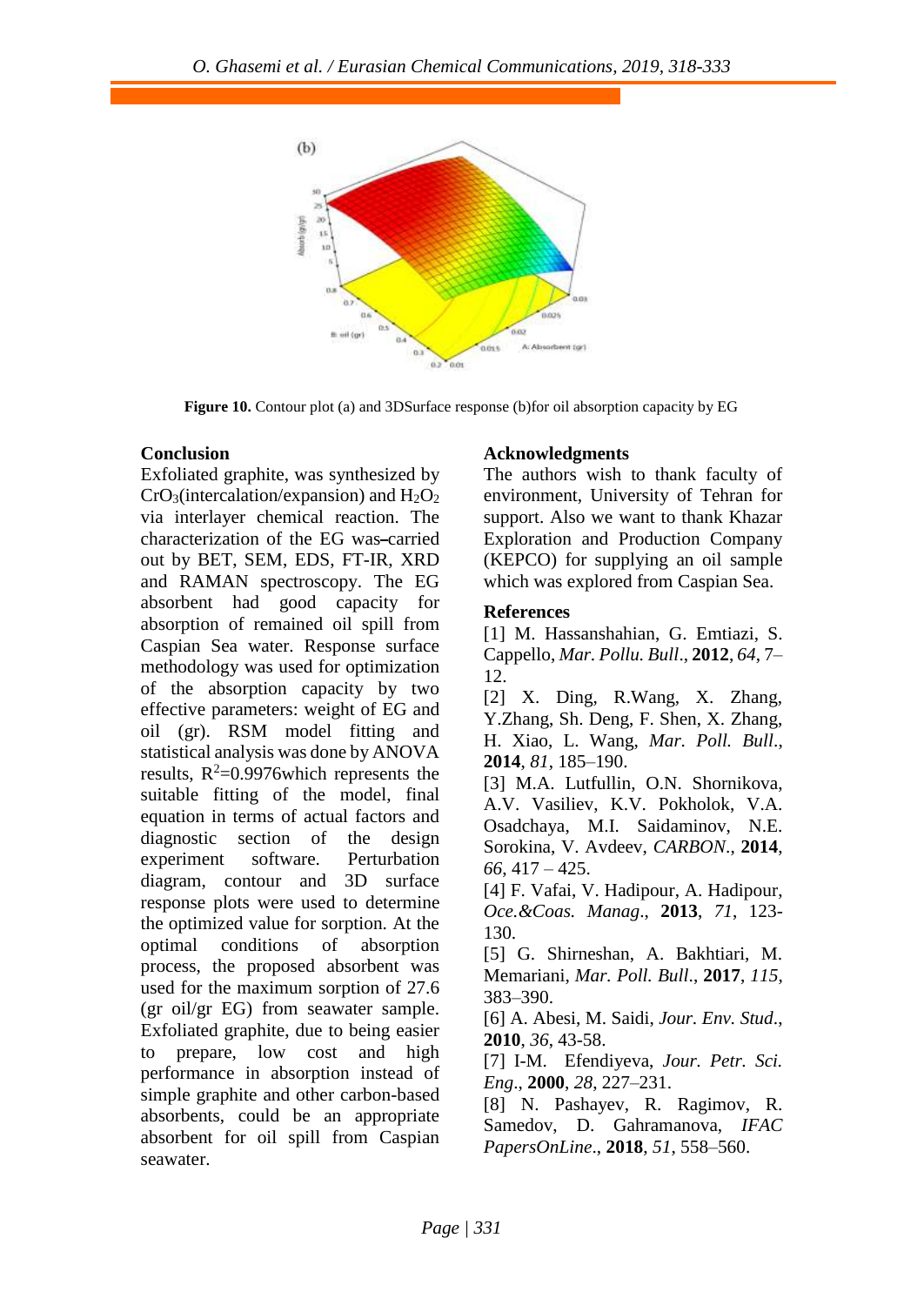(b)

Absorb (gr/gr)
30
25
20
15
10
5

B: oil (gr)
0.8
0.7
0.6
0.5
0.4
0.3
0.2

A: Absorbent (gr)
0.01
0.015
0.02
0.025
0.03

**Figure 10.** Contour plot (a) and 3DSurface response (b)for oil absorption capacity by EG

## Conclusion

Exfoliated graphite, was synthesized by $CrO_3$(intercalation/expansion) and $H_2O_2$ via interlayer chemical reaction. The characterization of the EG was–carried out by BET, SEM, EDS, FT-IR, XRD and RAMAN spectroscopy. The EG absorbent had good capacity for absorption of remained oil spill from Caspian Sea water. Response surface methodology was used for optimization of the absorption capacity by two effective parameters: weight of EG and oil (gr). RSM model fitting and statistical analysis was done by ANOVA results, $R^2$=0.9976which represents the suitable fitting of the model, final equation in terms of actual factors and diagnostic section of the design experiment software. Perturbation diagram, contour and 3D surface response plots were used to determine the optimized value for sorption. At the optimal conditions of absorption process, the proposed absorbent was used for the maximum sorption of 27.6 (gr oil/gr EG) from seawater sample. Exfoliated graphite, due to being easier to prepare, low cost and high performance in absorption instead of simple graphite and other carbon-based absorbents, could be an appropriate absorbent for oil spill from Caspian seawater.

## Acknowledgments

The authors wish to thank faculty of environment, University of Tehran for support. Also we want to thank Khazar Exploration and Production Company (KEPCO) for supplying an oil sample which was explored from Caspian Sea.

## References

[1] M. Hassanshahian, G. Emtiazi, S. Cappello, *Mar. Pollu. Bull*., **2012**, *64*, 7–12.

[2] X. Ding, R.Wang, X. Zhang, Y.Zhang, Sh. Deng, F. Shen, X. Zhang, H. Xiao, L. Wang, *Mar. Poll. Bull*., **2014**, *81*, 185–190.

[3] M.A. Lutfullin, O.N. Shornikova, A.V. Vasiliev, K.V. Pokholok, V.A. Osadchaya, M.I. Saidaminov, N.E. Sorokina, V. Avdeev, *CARBON*., **2014**, *66*, 417 – 425.

[4] F. Vafai, V. Hadipour, A. Hadipour, *Oce.&Coas. Manag*., **2013**, *71*, 123-130.

[5] G. Shirneshan, A. Bakhtiari, M. Memariani, *Mar. Poll. Bull*., **2017**, *115*, 383–390.

[6] A. Abesi, M. Saidi, *Jour. Env. Stud*., **2010**, *36*, 43-58.

[7] I-M. Efendiyeva, *Jour. Petr. Sci. Eng*., **2000**, *28*, 227–231.

[8] N. Pashayev, R. Ragimov, R. Samedov, D. Gahramanova, *IFAC PapersOnLine*., **2018**, *51*, 558–560.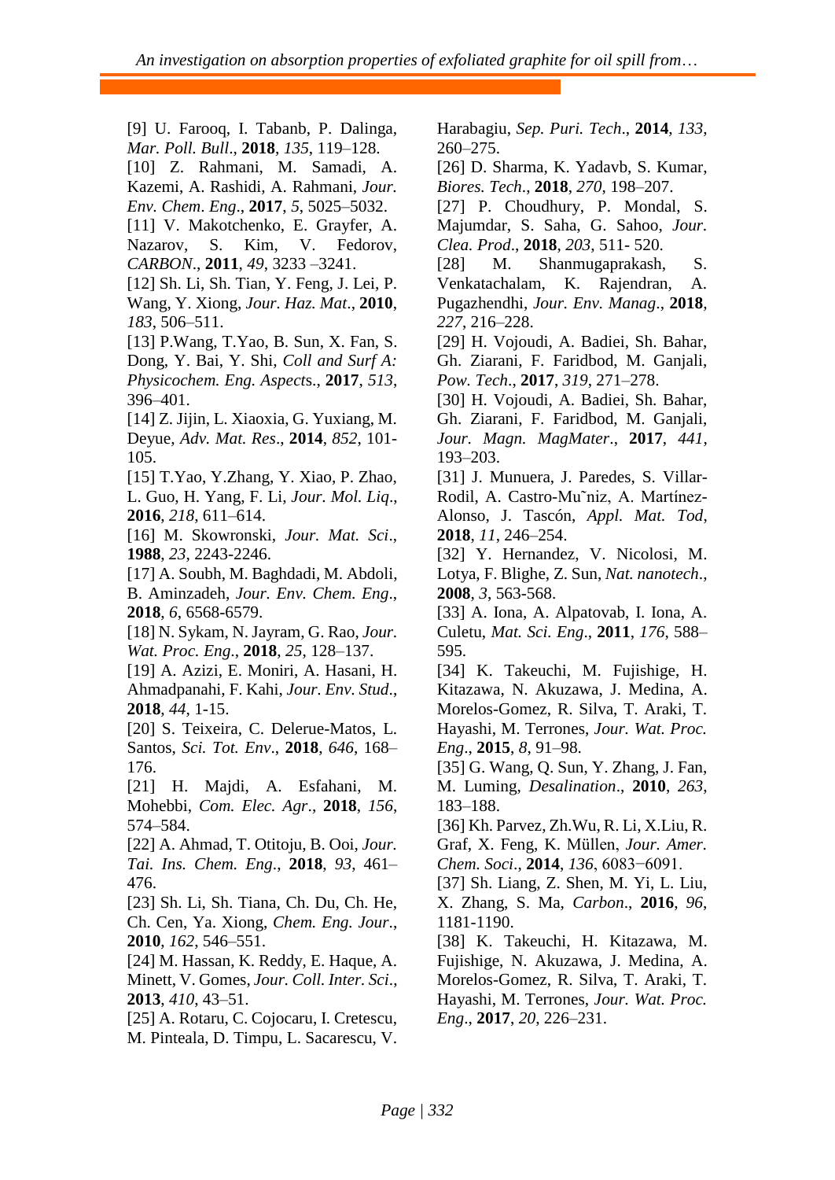[9] U. Farooq, I. Tabanb, P. Dalinga, *Mar. Poll. Bull*., **2018**, *135*, 119–128.

[10] Z. Rahmani, M. Samadi, A. Kazemi, A. Rashidi, A. Rahmani, *Jour. Env. Chem. Eng*., **2017**, *5*, 5025–5032.

[11] V. Makotchenko, E. Grayfer, A. Nazarov, S. Kim, V. Fedorov, *CARBON*., **2011**, *49*, 3233 –3241.

[12] Sh. Li, Sh. Tian, Y. Feng, J. Lei, P. Wang, Y. Xiong, *Jour. Haz. Mat*., **2010**, *183*, 506–511.

[13] P.Wang, T.Yao, B. Sun, X. Fan, S. Dong, Y. Bai, Y. Shi, *Coll and Surf A: Physicochem. Eng. Aspects*., **2017**, *513*, 396–401.

[14] Z. Jijin, L. Xiaoxia, G. Yuxiang, M. Deyue, *Adv. Mat. Res*., **2014**, *852*, 101-105.

[15] T.Yao, Y.Zhang, Y. Xiao, P. Zhao, L. Guo, H. Yang, F. Li, *Jour. Mol. Liq*., **2016**, *218*, 611–614.

[16] M. Skowronski, *Jour. Mat. Sci*., **1988**, *23*, 2243-2246.

[17] A. Soubh, M. Baghdadi, M. Abdoli, B. Aminzadeh, *Jour. Env. Chem. Eng*., **2018**, *6*, 6568-6579.

[18] N. Sykam, N. Jayram, G. Rao, *Jour. Wat. Proc. Eng*., **2018**, *25*, 128–137.

[19] A. Azizi, E. Moniri, A. Hasani, H. Ahmadpanahi, F. Kahi, *Jour. Env. Stud*., **2018**, *44*, 1-15.

[20] S. Teixeira, C. Delerue-Matos, L. Santos, *Sci. Tot. Env*., **2018**, *646*, 168–176.

[21] H. Majdi, A. Esfahani, M. Mohebbi, *Com. Elec. Agr*., **2018**, *156*, 574–584.

[22] A. Ahmad, T. Otitoju, B. Ooi, *Jour. Tai. Ins. Chem. Eng*., **2018**, *93*, 461–476.

[23] Sh. Li, Sh. Tiana, Ch. Du, Ch. He, Ch. Cen, Ya. Xiong, *Chem. Eng. Jour*., **2010**, *162*, 546–551.

[24] M. Hassan, K. Reddy, E. Haque, A. Minett, V. Gomes, *Jour. Coll. Inter. Sci*., **2013**, *410*, 43–51.

[25] A. Rotaru, C. Cojocaru, I. Cretescu, M. Pinteala, D. Timpu, L. Sacarescu, V. Harabagiu, *Sep. Puri. Tech*., **2014**, *133*, 260–275.

[26] D. Sharma, K. Yadavb, S. Kumar, *Biores. Tech*., **2018**, *270*, 198–207.

[27] P. Choudhury, P. Mondal, S. Majumdar, S. Saha, G. Sahoo, *Jour. Clea. Prod*., **2018**, *203*, 511- 520.

[28] M. Shanmugaprakash, S. Venkatachalam, K. Rajendran, A. Pugazhendhi, *Jour. Env. Manag*., **2018**, *227*, 216–228.

[29] H. Vojoudi, A. Badiei, Sh. Bahar, Gh. Ziarani, F. Faridbod, M. Ganjali, *Pow. Tech*., **2017**, *319*, 271–278.

[30] H. Vojoudi, A. Badiei, Sh. Bahar, Gh. Ziarani, F. Faridbod, M. Ganjali, *Jour. Magn. MagMater*., **2017**, *441*, 193–203.

[31] J. Munuera, J. Paredes, S. Villar-Rodil, A. Castro-Mu˜niz, A. Martínez-Alonso, J. Tascón, *Appl. Mat. Tod*, **2018**, *11*, 246–254.

[32] Y. Hernandez, V. Nicolosi, M. Lotya, F. Blighe, Z. Sun, *Nat. nanotech*., **2008**, *3*, 563-568.

[33] A. Iona, A. Alpatovab, I. Iona, A. Culetu, *Mat. Sci. Eng*., **2011**, *176*, 588–595.

[34] K. Takeuchi, M. Fujishige, H. Kitazawa, N. Akuzawa, J. Medina, A. Morelos-Gomez, R. Silva, T. Araki, T. Hayashi, M. Terrones, *Jour. Wat. Proc. Eng*., **2015**, *8*, 91–98.

[35] G. Wang, Q. Sun, Y. Zhang, J. Fan, M. Luming, *Desalination*., **2010**, *263*, 183–188.

[36] Kh. Parvez, Zh.Wu, R. Li, X.Liu, R. Graf, X. Feng, K. Müllen, *Jour. Amer. Chem. Soci*., **2014**, *136*, 6083−6091.

[37] Sh. Liang, Z. Shen, M. Yi, L. Liu, X. Zhang, S. Ma, *Carbon*., **2016**, *96*, 1181-1190.

[38] K. Takeuchi, H. Kitazawa, M. Fujishige, N. Akuzawa, J. Medina, A. Morelos-Gomez, R. Silva, T. Araki, T. Hayashi, M. Terrones, *Jour. Wat. Proc. Eng*., **2017**, *20*, 226–231.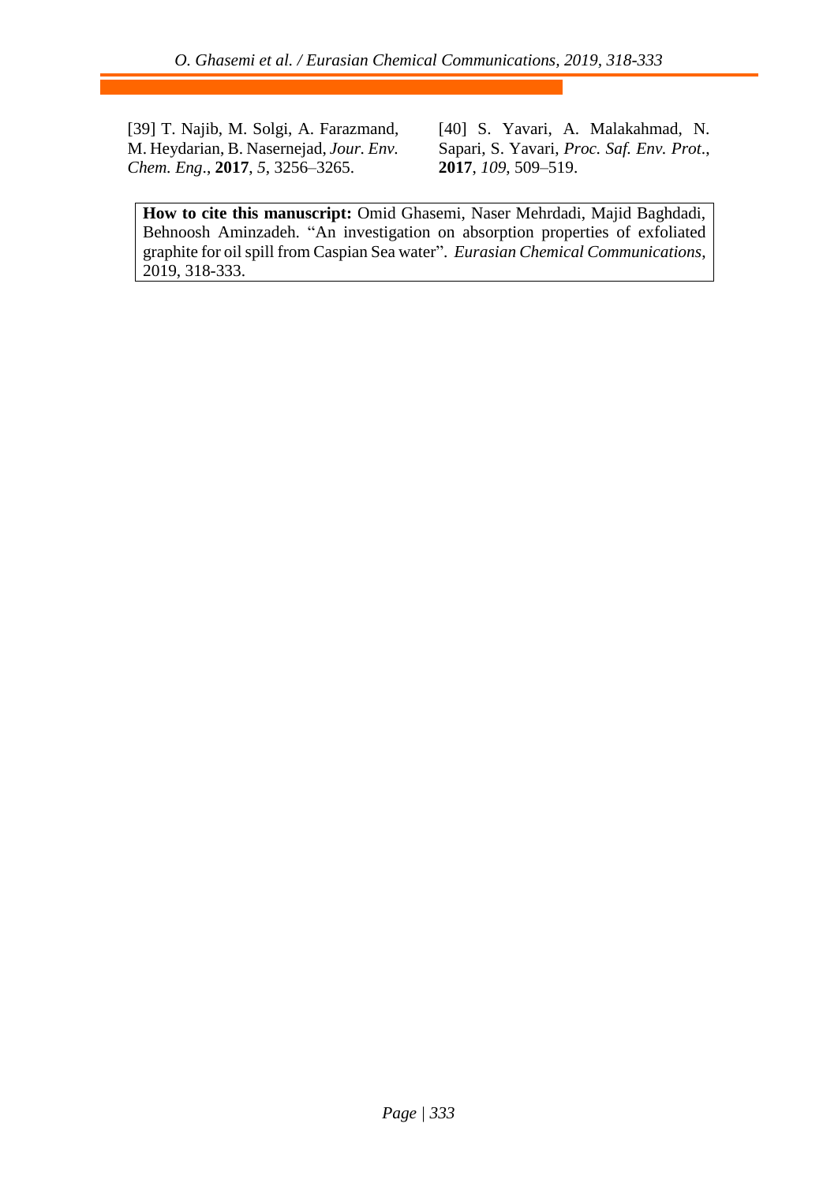[39] T. Najib, M. Solgi, A. Farazmand, M. Heydarian, B. Nasernejad, *Jour. Env. Chem. Eng*., **2017**, *5*, 3256–3265.

[40] S. Yavari, A. Malakahmad, N. Sapari, S. Yavari, *Proc. Saf. Env. Prot*., **2017**, *109*, 509–519.

**How to cite this manuscript:** Omid Ghasemi, Naser Mehrdadi, Majid Baghdadi, Behnoosh Aminzadeh. "An investigation on absorption properties of exfoliated graphite for oil spill from Caspian Sea water". *Eurasian Chemical Communications*, 2019, 318-333.